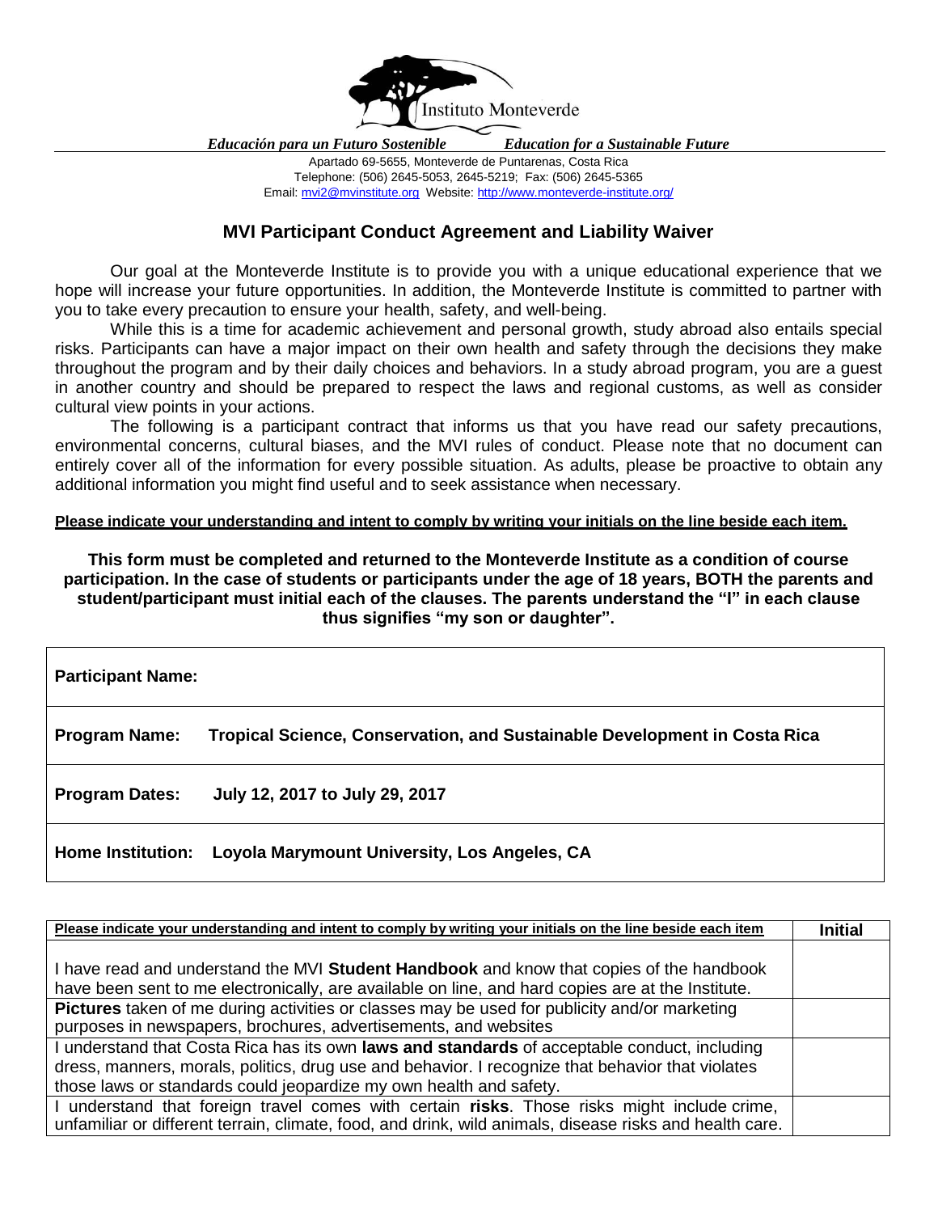Instituto Monteverde

*Educación para un Futuro Sostenible* *Education for a Sustainable Future*

Apartado 69-5655, Monteverde de Puntarenas, Costa Rica
Telephone: (506) 2645-5053, 2645-5219; Fax: (506) 2645-5365
Email: mvi2@mvinstitute.org Website: http://www.monteverde-institute.org/

## MVI Participant Conduct Agreement and Liability Waiver

Our goal at the Monteverde Institute is to provide you with a unique educational experience that we hope will increase your future opportunities. In addition, the Monteverde Institute is committed to partner with you to take every precaution to ensure your health, safety, and well-being.

While this is a time for academic achievement and personal growth, study abroad also entails special risks. Participants can have a major impact on their own health and safety through the decisions they make throughout the program and by their daily choices and behaviors. In a study abroad program, you are a guest in another country and should be prepared to respect the laws and regional customs, as well as consider cultural view points in your actions.

The following is a participant contract that informs us that you have read our safety precautions, environmental concerns, cultural biases, and the MVI rules of conduct. Please note that no document can entirely cover all of the information for every possible situation. As adults, please be proactive to obtain any additional information you might find useful and to seek assistance when necessary.

**Please indicate your understanding and intent to comply by writing your initials on the line beside each item.**

**This form must be completed and returned to the Monteverde Institute as a condition of course participation. In the case of students or participants under the age of 18 years, BOTH the parents and student/participant must initial each of the clauses. The parents understand the "I" in each clause thus signifies "my son or daughter".**

| | |
|---|---|
| **Participant Name:** | |
| **Program Name:** | **Tropical Science, Conservation, and Sustainable Development in Costa Rica** |
| **Program Dates:** | **July 12, 2017 to July 29, 2017** |
| **Home Institution:** | **Loyola Marymount University, Los Angeles, CA** |

| **Please indicate your understanding and intent to comply by writing your initials on the line beside each item** | **Initial** |
|---|---|
| I have read and understand the MVI **Student Handbook** and know that copies of the handbook have been sent to me electronically, are available on line, and hard copies are at the Institute. | |
| **Pictures** taken of me during activities or classes may be used for publicity and/or marketing purposes in newspapers, brochures, advertisements, and websites | |
| I understand that Costa Rica has its own **laws and standards** of acceptable conduct, including dress, manners, morals, politics, drug use and behavior. I recognize that behavior that violates those laws or standards could jeopardize my own health and safety. | |
| I understand that foreign travel comes with certain **risks**. Those risks might include crime, unfamiliar or different terrain, climate, food, and drink, wild animals, disease risks and health care. | |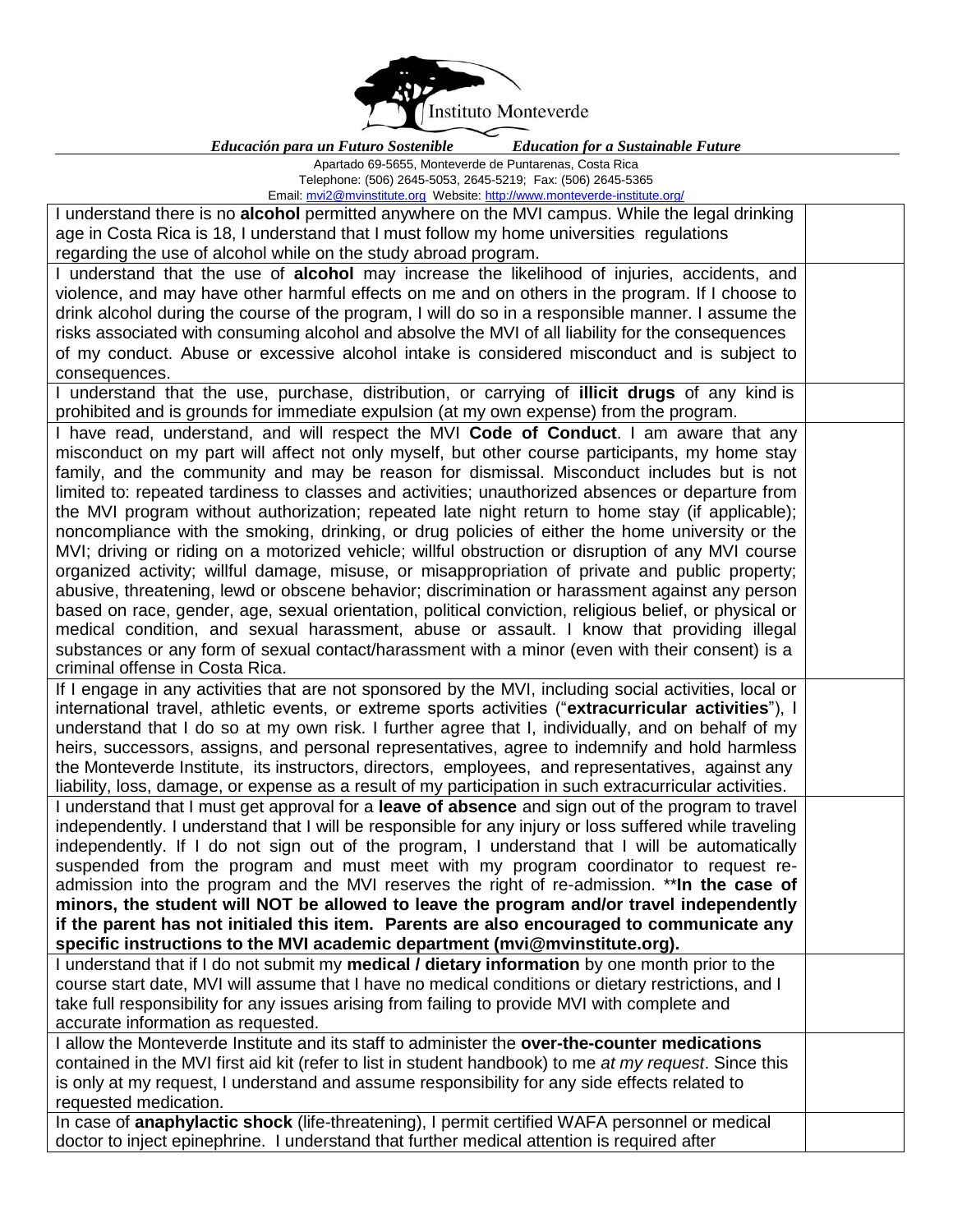Instituto Monteverde

*Educación para un Futuro Sostenible* *Education for a Sustainable Future*

Apartado 69-5655, Monteverde de Puntarenas, Costa Rica
Telephone: (506) 2645-5053, 2645-5219; Fax: (506) 2645-5365
Email: mvi2@mvinstitute.org Website: http://www.monteverde-institute.org/

| | |
|---|---|
| I understand there is no **alcohol** permitted anywhere on the MVI campus. While the legal drinking age in Costa Rica is 18, I understand that I must follow my home universities regulations regarding the use of alcohol while on the study abroad program. | |
| I understand that the use of **alcohol** may increase the likelihood of injuries, accidents, and violence, and may have other harmful effects on me and on others in the program. If I choose to drink alcohol during the course of the program, I will do so in a responsible manner. I assume the risks associated with consuming alcohol and absolve the MVI of all liability for the consequences of my conduct. Abuse or excessive alcohol intake is considered misconduct and is subject to consequences. | |
| I understand that the use, purchase, distribution, or carrying of **illicit drugs** of any kind is prohibited and is grounds for immediate expulsion (at my own expense) from the program. | |
| I have read, understand, and will respect the MVI **Code of Conduct**. I am aware that any misconduct on my part will affect not only myself, but other course participants, my home stay family, and the community and may be reason for dismissal. Misconduct includes but is not limited to: repeated tardiness to classes and activities; unauthorized absences or departure from the MVI program without authorization; repeated late night return to home stay (if applicable); noncompliance with the smoking, drinking, or drug policies of either the home university or the MVI; driving or riding on a motorized vehicle; willful obstruction or disruption of any MVI course organized activity; willful damage, misuse, or misappropriation of private and public property; abusive, threatening, lewd or obscene behavior; discrimination or harassment against any person based on race, gender, age, sexual orientation, political conviction, religious belief, or physical or medical condition, and sexual harassment, abuse or assault. I know that providing illegal substances or any form of sexual contact/harassment with a minor (even with their consent) is a criminal offense in Costa Rica. | |
| If I engage in any activities that are not sponsored by the MVI, including social activities, local or international travel, athletic events, or extreme sports activities ("**extracurricular activities**"), I understand that I do so at my own risk. I further agree that I, individually, and on behalf of my heirs, successors, assigns, and personal representatives, agree to indemnify and hold harmless the Monteverde Institute, its instructors, directors, employees, and representatives, against any liability, loss, damage, or expense as a result of my participation in such extracurricular activities. | |
| I understand that I must get approval for a **leave of absence** and sign out of the program to travel independently. I understand that I will be responsible for any injury or loss suffered while traveling independently. If I do not sign out of the program, I understand that I will be automatically suspended from the program and must meet with my program coordinator to request re-admission into the program and the MVI reserves the right of re-admission. \*\***In the case of minors, the student will NOT be allowed to leave the program and/or travel independently if the parent has not initialed this item. Parents are also encouraged to communicate any specific instructions to the MVI academic department (mvi@mvinstitute.org).** | |
| I understand that if I do not submit my **medical / dietary information** by one month prior to the course start date, MVI will assume that I have no medical conditions or dietary restrictions, and I take full responsibility for any issues arising from failing to provide MVI with complete and accurate information as requested. | |
| I allow the Monteverde Institute and its staff to administer the **over-the-counter medications** contained in the MVI first aid kit (refer to list in student handbook) to me *at my request*. Since this is only at my request, I understand and assume responsibility for any side effects related to requested medication. | |
| In case of **anaphylactic shock** (life-threatening), I permit certified WAFA personnel or medical doctor to inject epinephrine. I understand that further medical attention is required after | |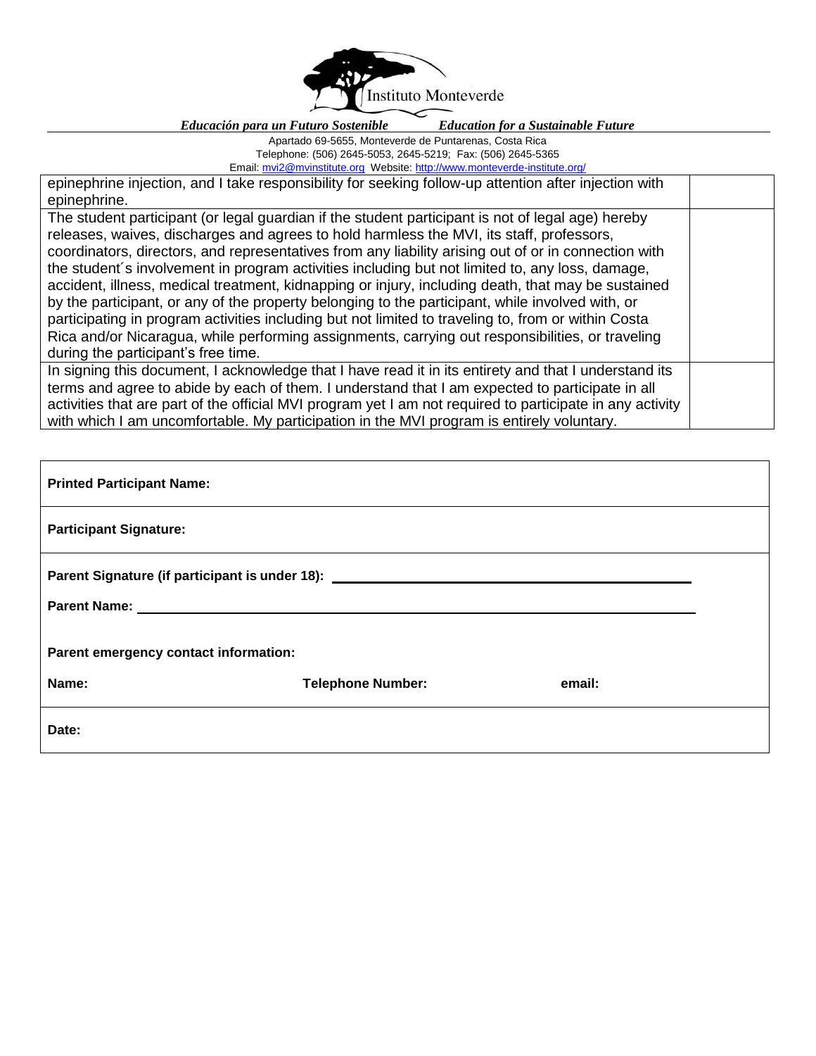Instituto Monteverde

*Educación para un Futuro Sostenible* *Education for a Sustainable Future*

Apartado 69-5655, Monteverde de Puntarenas, Costa Rica
Telephone: (506) 2645-5053, 2645-5219; Fax: (506) 2645-5365
Email: mvi2@mvinstitute.org Website: http://www.monteverde-institute.org/

| | |
|---|---|
| epinephrine injection, and I take responsibility for seeking follow-up attention after injection with epinephrine. | |
| The student participant (or legal guardian if the student participant is not of legal age) hereby releases, waives, discharges and agrees to hold harmless the MVI, its staff, professors, coordinators, directors, and representatives from any liability arising out of or in connection with the student´s involvement in program activities including but not limited to, any loss, damage, accident, illness, medical treatment, kidnapping or injury, including death, that may be sustained by the participant, or any of the property belonging to the participant, while involved with, or participating in program activities including but not limited to traveling to, from or within Costa Rica and/or Nicaragua, while performing assignments, carrying out responsibilities, or traveling during the participant's free time. | |
| In signing this document, I acknowledge that I have read it in its entirety and that I understand its terms and agree to abide by each of them. I understand that I am expected to participate in all activities that are part of the official MVI program yet I am not required to participate in any activity with which I am uncomfortable. My participation in the MVI program is entirely voluntary. | |

**Printed Participant Name:**

**Participant Signature:**

**Parent Signature (if participant is under 18):** ______________________________

**Parent Name:** ______________________________

**Parent emergency contact information:**

**Name:** **Telephone Number:** **email:**

**Date:**